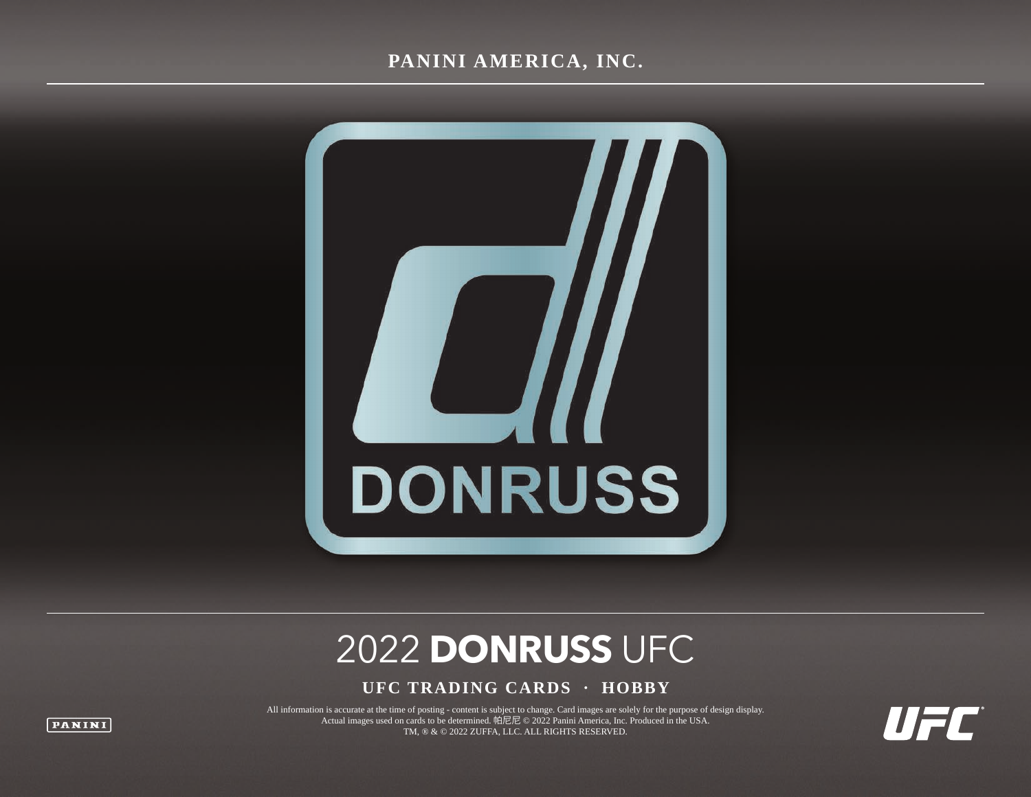PANINI AMERICA, INC.

DONRUSS

# 2022 DONRUSS UFC

**UFC TRADING CARDS · HOBBY**

All information is accurate at the time of posting - content is subject to change. Card images are solely for the purpose of design display. Actual images used on cards to be determined. 帕尼尼 © 2022 Panini America, Inc. Produced in the USA. TM, ® & © 2022 ZUFFA, LLC. ALL RIGHTS RESERVED.

PANINI

UFC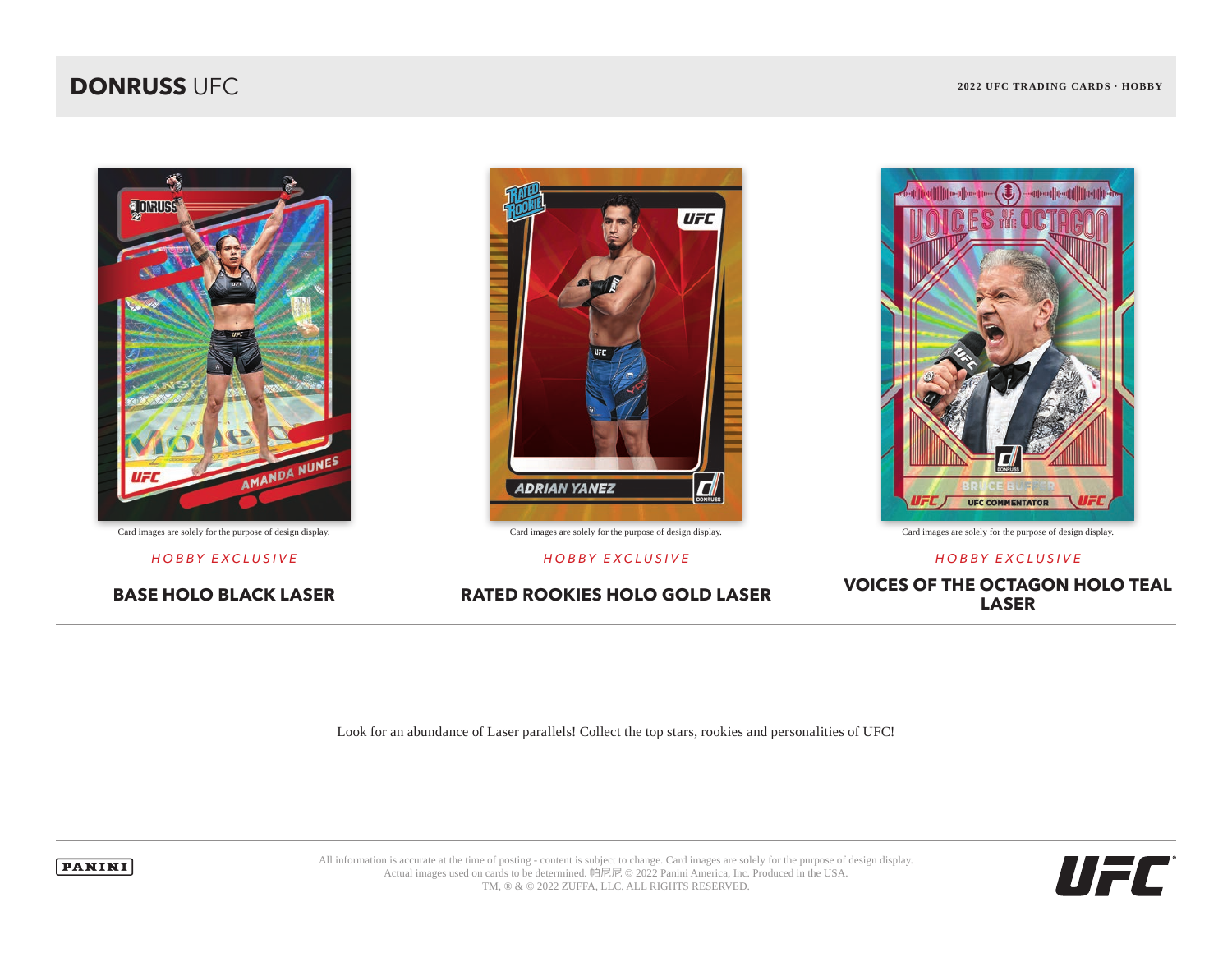# DONRUSS UFC

2022 UFC TRADING CARDS · HOBBY

Card images are solely for the purpose of design display.

*HOBBY EXCLUSIVE*

**BASE HOLO BLACK LASER**

Card images are solely for the purpose of design display.

*HOBBY EXCLUSIVE*

**RATED ROOKIES HOLO GOLD LASER**

Card images are solely for the purpose of design display.

*HOBBY EXCLUSIVE*

**VOICES OF THE OCTAGON HOLO TEAL LASER**

Look for an abundance of Laser parallels! Collect the top stars, rookies and personalities of UFC!

All information is accurate at the time of posting - content is subject to change. Card images are solely for the purpose of design display. Actual images used on cards to be determined. 帕尼尼 © 2022 Panini America, Inc. Produced in the USA. TM, ® & © 2022 ZUFFA, LLC. ALL RIGHTS RESERVED.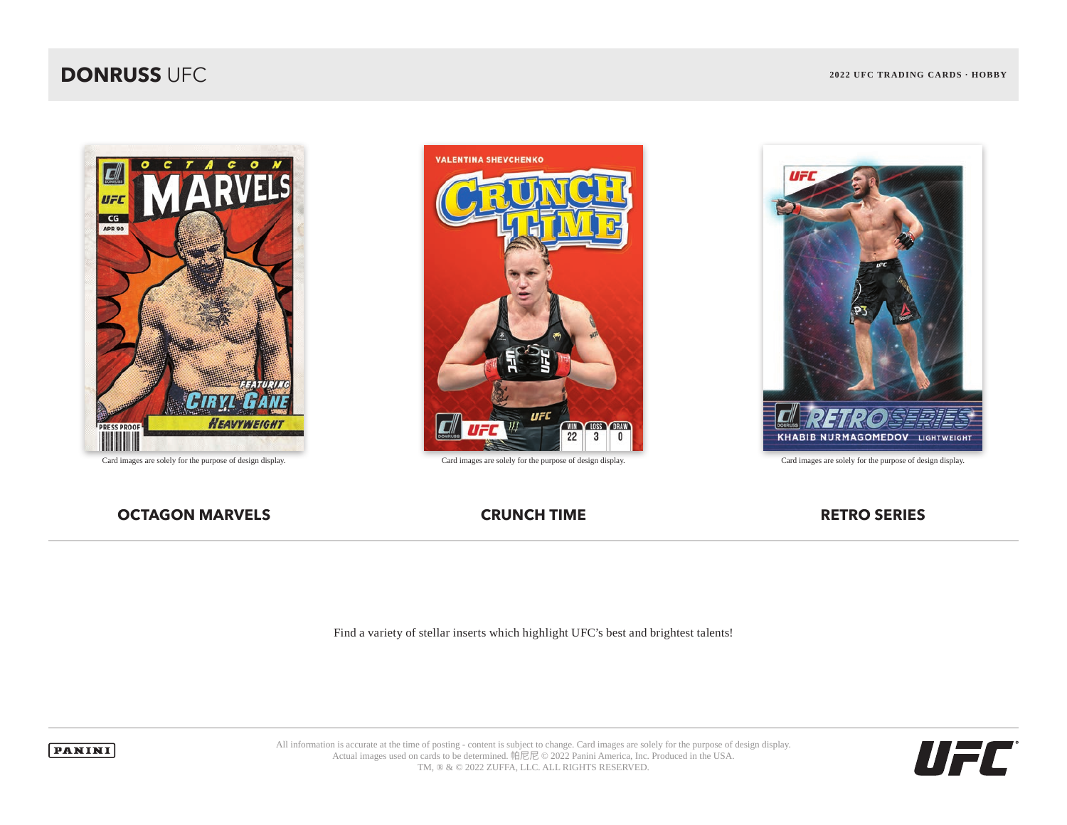# DONRUSS UFC

**2022 UFC TRADING CARDS · HOBBY**

Card images are solely for the purpose of design display.

Card images are solely for the purpose of design display.

Card images are solely for the purpose of design display.

## OCTAGON MARVELS

## CRUNCH TIME

## RETRO SERIES

Find a variety of stellar inserts which highlight UFC's best and brightest talents!

All information is accurate at the time of posting - content is subject to change. Card images are solely for the purpose of design display. Actual images used on cards to be determined. 帕尼尼 © 2022 Panini America, Inc. Produced in the USA. TM, ® & © 2022 ZUFFA, LLC. ALL RIGHTS RESERVED.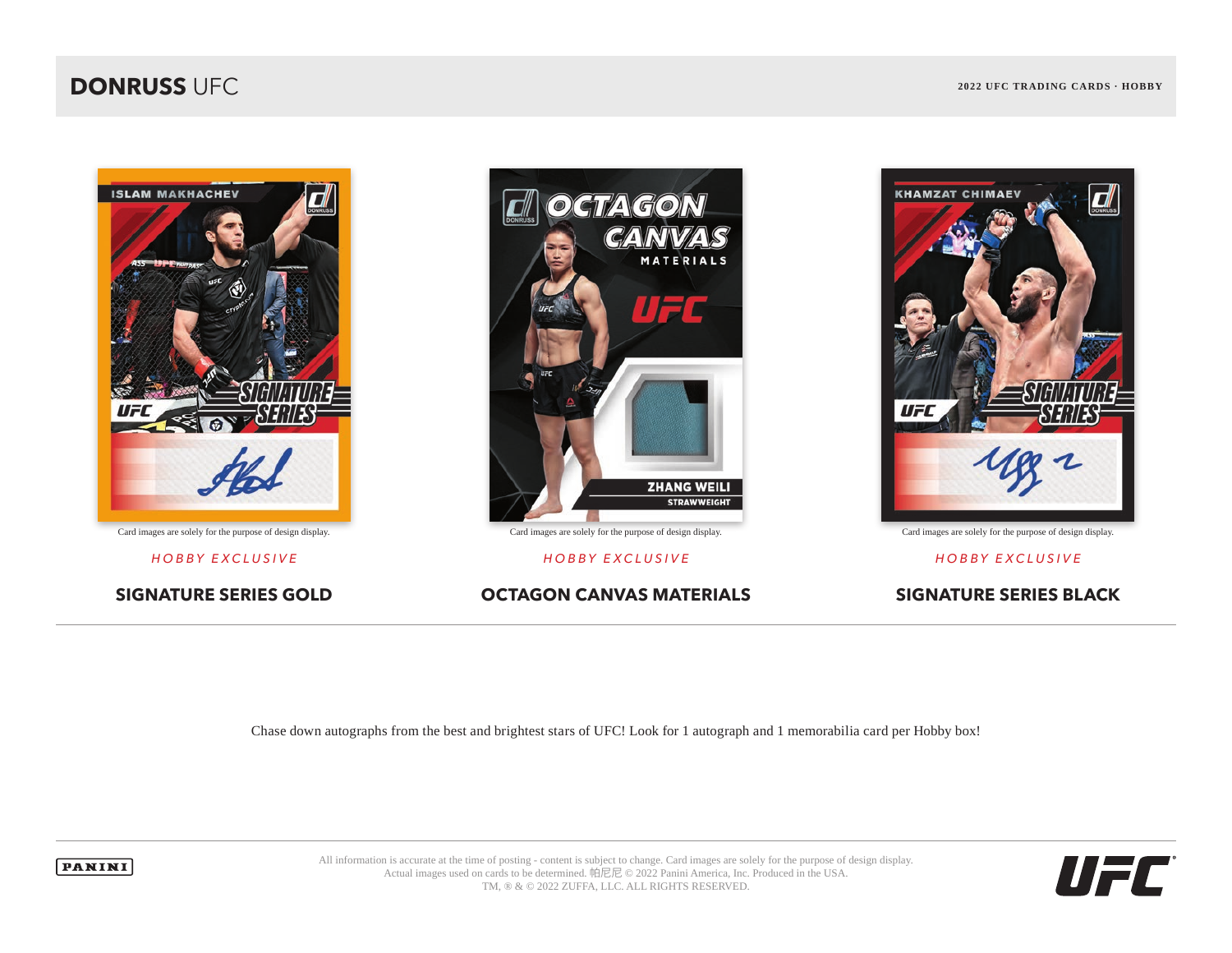Card images are solely for the purpose of design display.

*HOBBY EXCLUSIVE*

**SIGNATURE SERIES GOLD**

Card images are solely for the purpose of design display.

*HOBBY EXCLUSIVE*

**OCTAGON CANVAS MATERIALS**

Card images are solely for the purpose of design display.

*HOBBY EXCLUSIVE*

**SIGNATURE SERIES BLACK**

---

Chase down autographs from the best and brightest stars of UFC! Look for 1 autograph and 1 memorabilia card per Hobby box!

All information is accurate at the time of posting - content is subject to change. Card images are solely for the purpose of design display. Actual images used on cards to be determined. 帕尼尼 © 2022 Panini America, Inc. Produced in the USA. TM, ® & © 2022 ZUFFA, LLC. ALL RIGHTS RESERVED.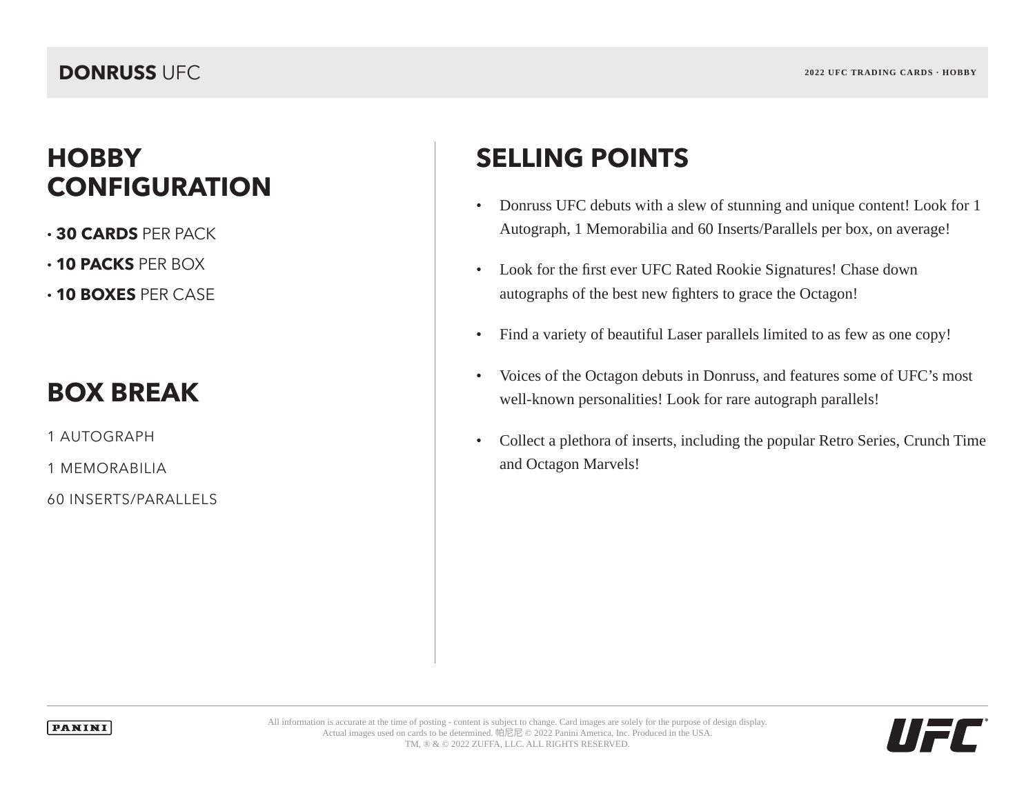**DONRUSS** UFC

## HOBBY CONFIGURATION

- **30 CARDS** PER PACK
- **10 PACKS** PER BOX
- **10 BOXES** PER CASE

## BOX BREAK

1 AUTOGRAPH

1 MEMORABILIA

60 INSERTS/PARALLELS

## SELLING POINTS

- Donruss UFC debuts with a slew of stunning and unique content! Look for 1 Autograph, 1 Memorabilia and 60 Inserts/Parallels per box, on average!
- Look for the first ever UFC Rated Rookie Signatures! Chase down autographs of the best new fighters to grace the Octagon!
- Find a variety of beautiful Laser parallels limited to as few as one copy!
- Voices of the Octagon debuts in Donruss, and features some of UFC's most well-known personalities! Look for rare autograph parallels!
- Collect a plethora of inserts, including the popular Retro Series, Crunch Time and Octagon Marvels!

All information is accurate at the time of posting - content is subject to change. Card images are solely for the purpose of design display. Actual images used on cards to be determined. 帕尼尼 © 2022 Panini America, Inc. Produced in the USA. TM, ® & © 2022 ZUFFA, LLC. ALL RIGHTS RESERVED.